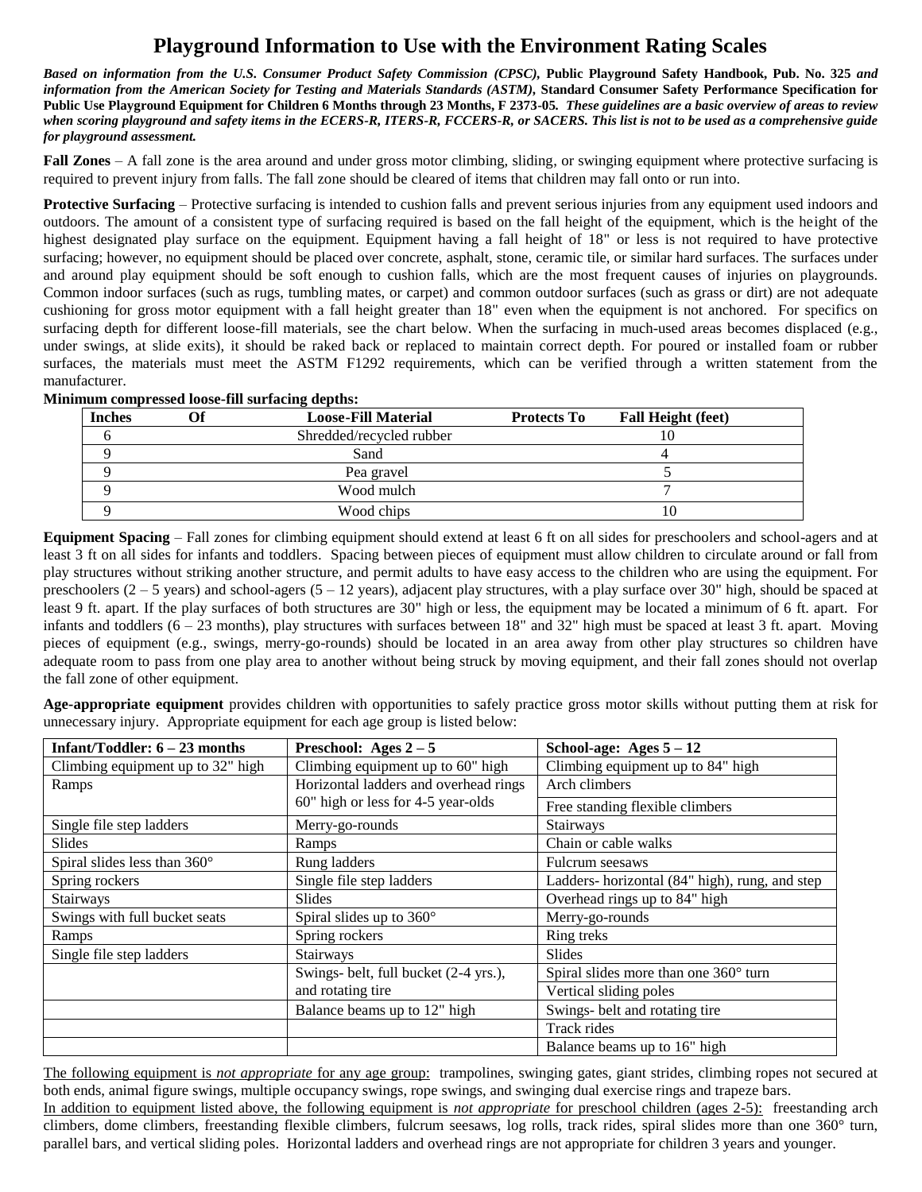# Playground Information to Use with the Environment Rating Scales

***Based on information from the U.S. Consumer Product Safety Commission (CPSC),* Public Playground Safety Handbook, Pub. No. 325 *and information from the American Society for Testing and Materials Standards (ASTM),* Standard Consumer Safety Performance Specification for Public Use Playground Equipment for Children 6 Months through 23 Months, F 2373-05*.  These guidelines are a basic overview of areas to review when scoring playground and safety items in the ECERS-R, ITERS-R, FCCERS-R, or SACERS. This list is not to be used as a comprehensive guide for playground assessment.***

**Fall Zones** – A fall zone is the area around and under gross motor climbing, sliding, or swinging equipment where protective surfacing is required to prevent injury from falls. The fall zone should be cleared of items that children may fall onto or run into.

**Protective Surfacing** – Protective surfacing is intended to cushion falls and prevent serious injuries from any equipment used indoors and outdoors. The amount of a consistent type of surfacing required is based on the fall height of the equipment, which is the height of the highest designated play surface on the equipment. Equipment having a fall height of 18" or less is not required to have protective surfacing; however, no equipment should be placed over concrete, asphalt, stone, ceramic tile, or similar hard surfaces. The surfaces under and around play equipment should be soft enough to cushion falls, which are the most frequent causes of injuries on playgrounds. Common indoor surfaces (such as rugs, tumbling mates, or carpet) and common outdoor surfaces (such as grass or dirt) are not adequate cushioning for gross motor equipment with a fall height greater than 18" even when the equipment is not anchored.  For specifics on surfacing depth for different loose-fill materials, see the chart below. When the surfacing in much-used areas becomes displaced (e.g., under swings, at slide exits), it should be raked back or replaced to maintain correct depth. For poured or installed foam or rubber surfaces, the materials must meet the ASTM F1292 requirements, which can be verified through a written statement from the manufacturer.

**Minimum compressed loose-fill surfacing depths:**

| Inches | Of | Loose-Fill Material | Protects To | Fall Height (feet) |
|---|---|---|---|---|
| 6 | | Shredded/recycled rubber | | 10 |
| 9 | | Sand | | 4 |
| 9 | | Pea gravel | | 5 |
| 9 | | Wood mulch | | 7 |
| 9 | | Wood chips | | 10 |

**Equipment Spacing** – Fall zones for climbing equipment should extend at least 6 ft on all sides for preschoolers and school-agers and at least 3 ft on all sides for infants and toddlers.  Spacing between pieces of equipment must allow children to circulate around or fall from play structures without striking another structure, and permit adults to have easy access to the children who are using the equipment. For preschoolers (2 – 5 years) and school-agers (5 – 12 years), adjacent play structures, with a play surface over 30" high, should be spaced at least 9 ft. apart. If the play surfaces of both structures are 30" high or less, the equipment may be located a minimum of 6 ft. apart.  For infants and toddlers (6 – 23 months), play structures with surfaces between 18" and 32" high must be spaced at least 3 ft. apart.  Moving pieces of equipment (e.g., swings, merry-go-rounds) should be located in an area away from other play structures so children have adequate room to pass from one play area to another without being struck by moving equipment, and their fall zones should not overlap the fall zone of other equipment.

**Age-appropriate equipment** provides children with opportunities to safely practice gross motor skills without putting them at risk for unnecessary injury.  Appropriate equipment for each age group is listed below:

| Infant/Toddler: 6 – 23 months | Preschool: Ages 2 – 5 | School-age: Ages 5 – 12 |
|---|---|---|
| Climbing equipment up to 32" high | Climbing equipment up to 60" high | Climbing equipment up to 84" high |
| Ramps | Horizontal ladders and overhead rings 60" high or less for 4-5 year-olds | Arch climbers |
| | | Free standing flexible climbers |
| Single file step ladders | Merry-go-rounds | Stairways |
| Slides | Ramps | Chain or cable walks |
| Spiral slides less than 360° | Rung ladders | Fulcrum seesaws |
| Spring rockers | Single file step ladders | Ladders- horizontal (84" high), rung, and step |
| Stairways | Slides | Overhead rings up to 84" high |
| Swings with full bucket seats | Spiral slides up to 360° | Merry-go-rounds |
| Ramps | Spring rockers | Ring treks |
| Single file step ladders | Stairways | Slides |
| | Swings- belt, full bucket (2-4 yrs.), and rotating tire | Spiral slides more than one 360° turn |
| | | Vertical sliding poles |
| | Balance beams up to 12" high | Swings- belt and rotating tire |
| | | Track rides |
| | | Balance beams up to 16" high |

The following equipment is *not appropriate* for any age group:  trampolines, swinging gates, giant strides, climbing ropes not secured at both ends, animal figure swings, multiple occupancy swings, rope swings, and swinging dual exercise rings and trapeze bars.

In addition to equipment listed above, the following equipment is *not appropriate* for preschool children (ages 2-5):  freestanding arch climbers, dome climbers, freestanding flexible climbers, fulcrum seesaws, log rolls, track rides, spiral slides more than one 360° turn, parallel bars, and vertical sliding poles.  Horizontal ladders and overhead rings are not appropriate for children 3 years and younger.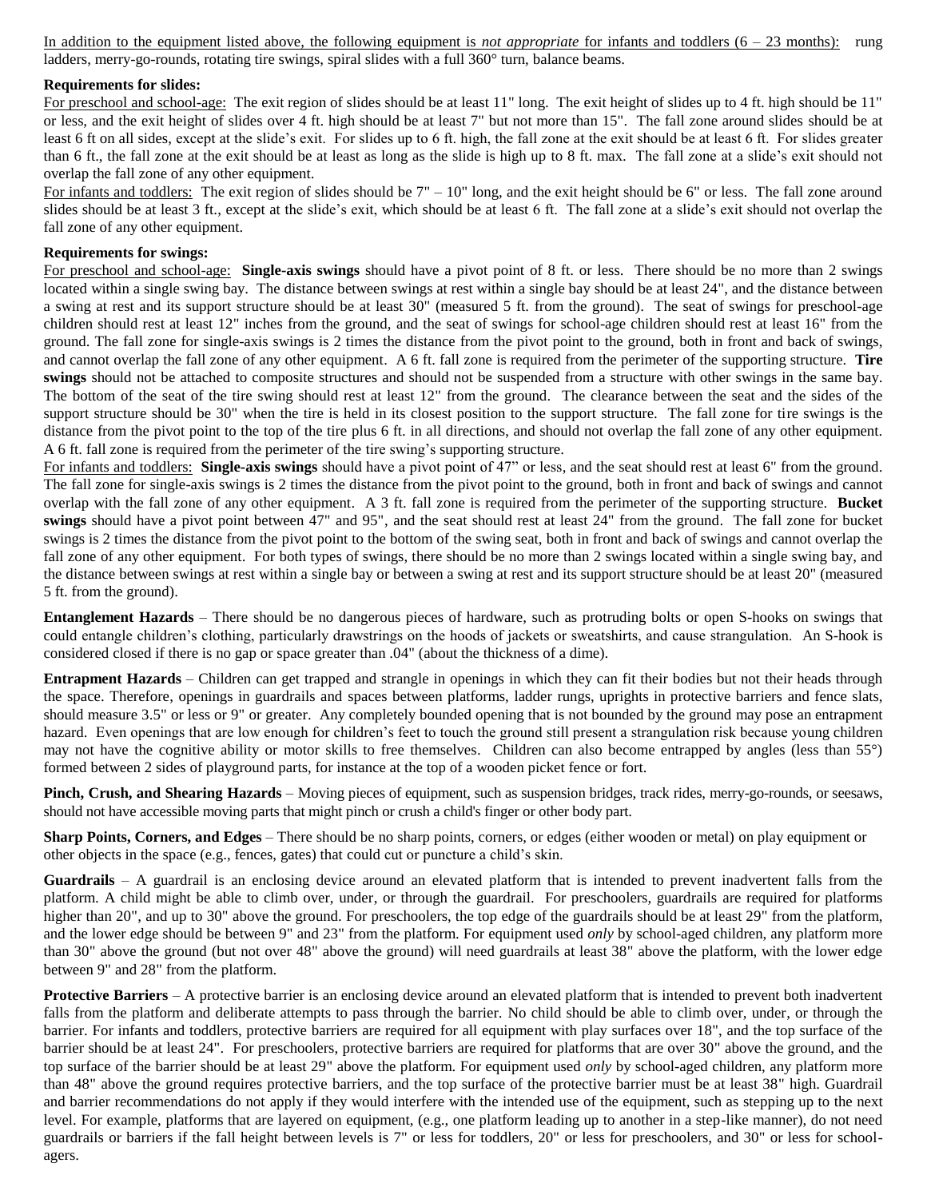In addition to the equipment listed above, the following equipment is *not appropriate* for infants and toddlers (6 – 23 months): rung ladders, merry-go-rounds, rotating tire swings, spiral slides with a full 360° turn, balance beams.

**Requirements for slides:**

For preschool and school-age: The exit region of slides should be at least 11" long. The exit height of slides up to 4 ft. high should be 11" or less, and the exit height of slides over 4 ft. high should be at least 7" but not more than 15". The fall zone around slides should be at least 6 ft on all sides, except at the slide's exit. For slides up to 6 ft. high, the fall zone at the exit should be at least 6 ft. For slides greater than 6 ft., the fall zone at the exit should be at least as long as the slide is high up to 8 ft. max. The fall zone at a slide's exit should not overlap the fall zone of any other equipment.

For infants and toddlers: The exit region of slides should be 7" – 10" long, and the exit height should be 6" or less. The fall zone around slides should be at least 3 ft., except at the slide's exit, which should be at least 6 ft. The fall zone at a slide's exit should not overlap the fall zone of any other equipment.

**Requirements for swings:**

For preschool and school-age: **Single-axis swings** should have a pivot point of 8 ft. or less. There should be no more than 2 swings located within a single swing bay. The distance between swings at rest within a single bay should be at least 24", and the distance between a swing at rest and its support structure should be at least 30" (measured 5 ft. from the ground). The seat of swings for preschool-age children should rest at least 12" inches from the ground, and the seat of swings for school-age children should rest at least 16" from the ground. The fall zone for single-axis swings is 2 times the distance from the pivot point to the ground, both in front and back of swings, and cannot overlap the fall zone of any other equipment. A 6 ft. fall zone is required from the perimeter of the supporting structure. **Tire swings** should not be attached to composite structures and should not be suspended from a structure with other swings in the same bay. The bottom of the seat of the tire swing should rest at least 12" from the ground. The clearance between the seat and the sides of the support structure should be 30" when the tire is held in its closest position to the support structure. The fall zone for tire swings is the distance from the pivot point to the top of the tire plus 6 ft. in all directions, and should not overlap the fall zone of any other equipment. A 6 ft. fall zone is required from the perimeter of the tire swing's supporting structure.

For infants and toddlers: **Single-axis swings** should have a pivot point of 47" or less, and the seat should rest at least 6" from the ground. The fall zone for single-axis swings is 2 times the distance from the pivot point to the ground, both in front and back of swings and cannot overlap with the fall zone of any other equipment. A 3 ft. fall zone is required from the perimeter of the supporting structure. **Bucket swings** should have a pivot point between 47" and 95", and the seat should rest at least 24" from the ground. The fall zone for bucket swings is 2 times the distance from the pivot point to the bottom of the swing seat, both in front and back of swings and cannot overlap the fall zone of any other equipment. For both types of swings, there should be no more than 2 swings located within a single swing bay, and the distance between swings at rest within a single bay or between a swing at rest and its support structure should be at least 20" (measured 5 ft. from the ground).

**Entanglement Hazards** – There should be no dangerous pieces of hardware, such as protruding bolts or open S-hooks on swings that could entangle children's clothing, particularly drawstrings on the hoods of jackets or sweatshirts, and cause strangulation. An S-hook is considered closed if there is no gap or space greater than .04" (about the thickness of a dime).

**Entrapment Hazards** – Children can get trapped and strangle in openings in which they can fit their bodies but not their heads through the space. Therefore, openings in guardrails and spaces between platforms, ladder rungs, uprights in protective barriers and fence slats, should measure 3.5" or less or 9" or greater. Any completely bounded opening that is not bounded by the ground may pose an entrapment hazard. Even openings that are low enough for children's feet to touch the ground still present a strangulation risk because young children may not have the cognitive ability or motor skills to free themselves. Children can also become entrapped by angles (less than 55°) formed between 2 sides of playground parts, for instance at the top of a wooden picket fence or fort.

**Pinch, Crush, and Shearing Hazards** – Moving pieces of equipment, such as suspension bridges, track rides, merry-go-rounds, or seesaws, should not have accessible moving parts that might pinch or crush a child's finger or other body part.

**Sharp Points, Corners, and Edges** – There should be no sharp points, corners, or edges (either wooden or metal) on play equipment or other objects in the space (e.g., fences, gates) that could cut or puncture a child's skin.

**Guardrails** – A guardrail is an enclosing device around an elevated platform that is intended to prevent inadvertent falls from the platform. A child might be able to climb over, under, or through the guardrail. For preschoolers, guardrails are required for platforms higher than 20", and up to 30" above the ground. For preschoolers, the top edge of the guardrails should be at least 29" from the platform, and the lower edge should be between 9" and 23" from the platform. For equipment used *only* by school-aged children, any platform more than 30" above the ground (but not over 48" above the ground) will need guardrails at least 38" above the platform, with the lower edge between 9" and 28" from the platform.

**Protective Barriers** – A protective barrier is an enclosing device around an elevated platform that is intended to prevent both inadvertent falls from the platform and deliberate attempts to pass through the barrier. No child should be able to climb over, under, or through the barrier. For infants and toddlers, protective barriers are required for all equipment with play surfaces over 18", and the top surface of the barrier should be at least 24". For preschoolers, protective barriers are required for platforms that are over 30" above the ground, and the top surface of the barrier should be at least 29" above the platform. For equipment used *only* by school-aged children, any platform more than 48" above the ground requires protective barriers, and the top surface of the protective barrier must be at least 38" high. Guardrail and barrier recommendations do not apply if they would interfere with the intended use of the equipment, such as stepping up to the next level. For example, platforms that are layered on equipment, (e.g., one platform leading up to another in a step-like manner), do not need guardrails or barriers if the fall height between levels is 7" or less for toddlers, 20" or less for preschoolers, and 30" or less for school-agers.